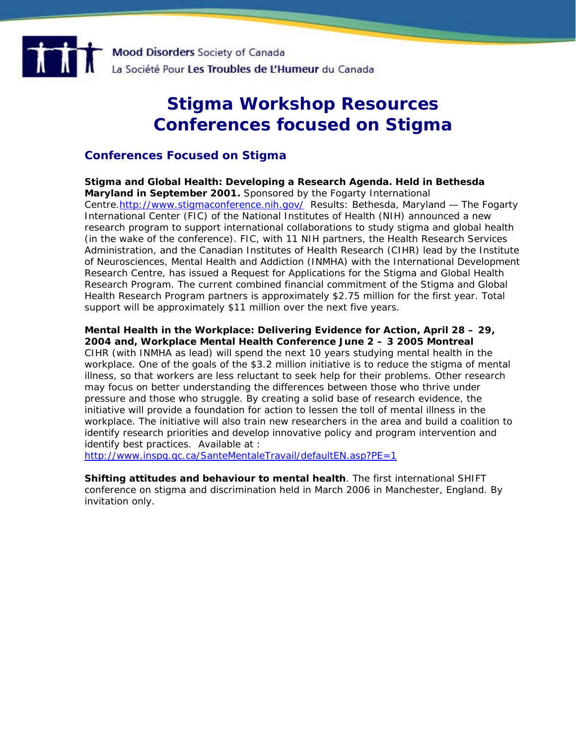Mood Disorders Society of Canada
La Société Pour Les Troubles de L'Humeur du Canada

# Stigma Workshop Resources Conferences focused on Stigma

## Conferences Focused on Stigma

**Stigma and Global Health: Developing a Research Agenda. Held in Bethesda Maryland in September 2001.** Sponsored by the Fogarty International Centre.http://www.stigmaconference.nih.gov/ Results: Bethesda, Maryland — The Fogarty International Center (FIC) of the National Institutes of Health (NIH) announced a new research program to support international collaborations to study stigma and global health (in the wake of the conference). FIC, with 11 NIH partners, the Health Research Services Administration, and the Canadian Institutes of Health Research (CIHR) lead by the Institute of Neurosciences, Mental Health and Addiction (INMHA) with the International Development Research Centre, has issued a Request for Applications for the Stigma and Global Health Research Program. The current combined financial commitment of the Stigma and Global Health Research Program partners is approximately $2.75 million for the first year. Total support will be approximately $11 million over the next five years.

**Mental Health in the Workplace: Delivering Evidence for Action, April 28 – 29, 2004 and, Workplace Mental Health Conference June 2 – 3 2005 Montreal** CIHR (with INMHA as lead) will spend the next 10 years studying mental health in the workplace. One of the goals of the $3.2 million initiative is to reduce the stigma of mental illness, so that workers are less reluctant to seek help for their problems. Other research may focus on better understanding the differences between those who thrive under pressure and those who struggle. By creating a solid base of research evidence, the initiative will provide a foundation for action to lessen the toll of mental illness in the workplace. The initiative will also train new researchers in the area and build a coalition to identify research priorities and develop innovative policy and program intervention and identify best practices. Available at : http://www.inspq.qc.ca/SanteMentaleTravail/defaultEN.asp?PE=1

**Shifting attitudes and behaviour to mental health**. The first international SHIFT conference on stigma and discrimination held in March 2006 in Manchester, England. By invitation only.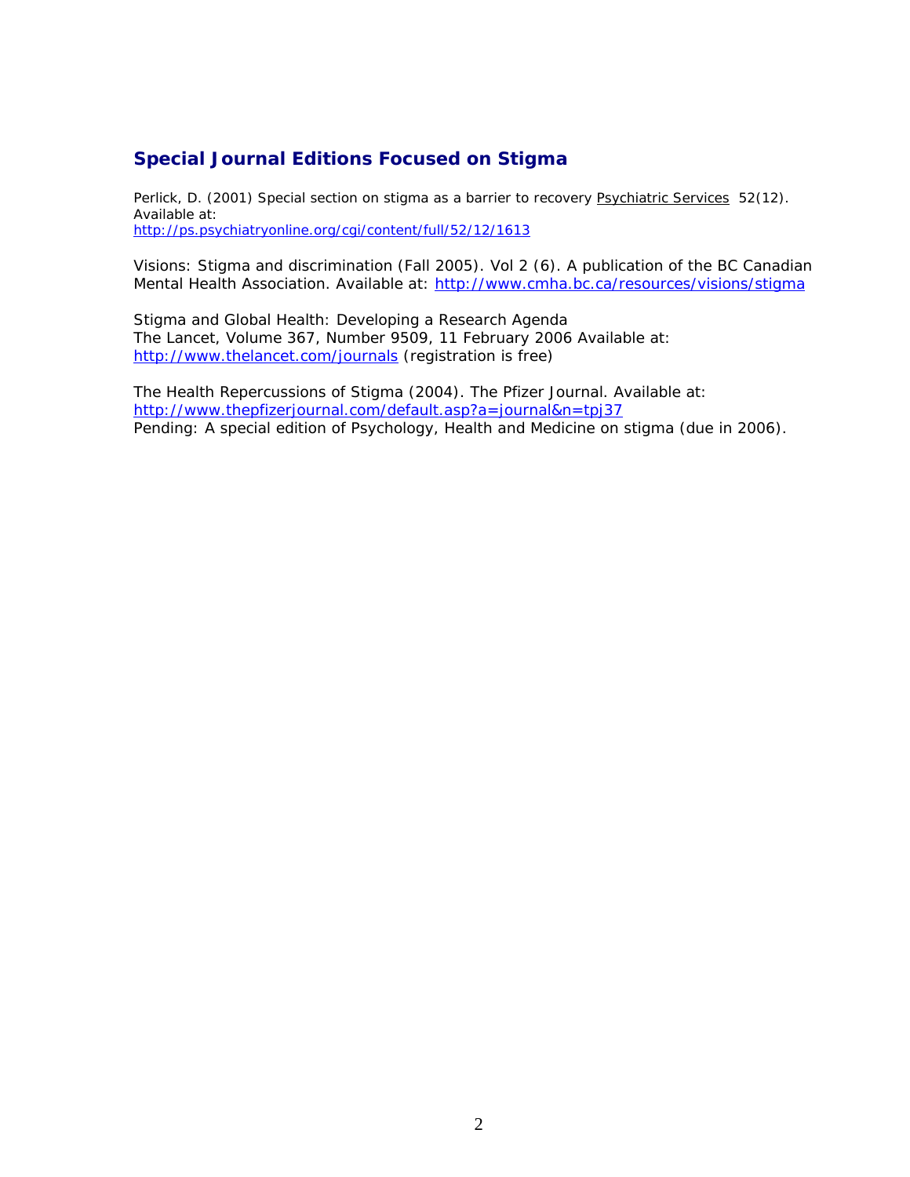## Special Journal Editions Focused on Stigma

Perlick, D. (2001) Special section on stigma as a barrier to recovery Psychiatric Services 52(12). Available at:
http://ps.psychiatryonline.org/cgi/content/full/52/12/1613

Visions: Stigma and discrimination (Fall 2005). Vol 2 (6). A publication of the BC Canadian Mental Health Association. Available at: http://www.cmha.bc.ca/resources/visions/stigma

Stigma and Global Health: Developing a Research Agenda
The Lancet, Volume 367, Number 9509, 11 February 2006 Available at:
http://www.thelancet.com/journals (registration is free)

The Health Repercussions of Stigma (2004). The Pfizer Journal. Available at:
http://www.thepfizerjournal.com/default.asp?a=journal&n=tpj37
Pending: A special edition of Psychology, Health and Medicine on stigma (due in 2006).